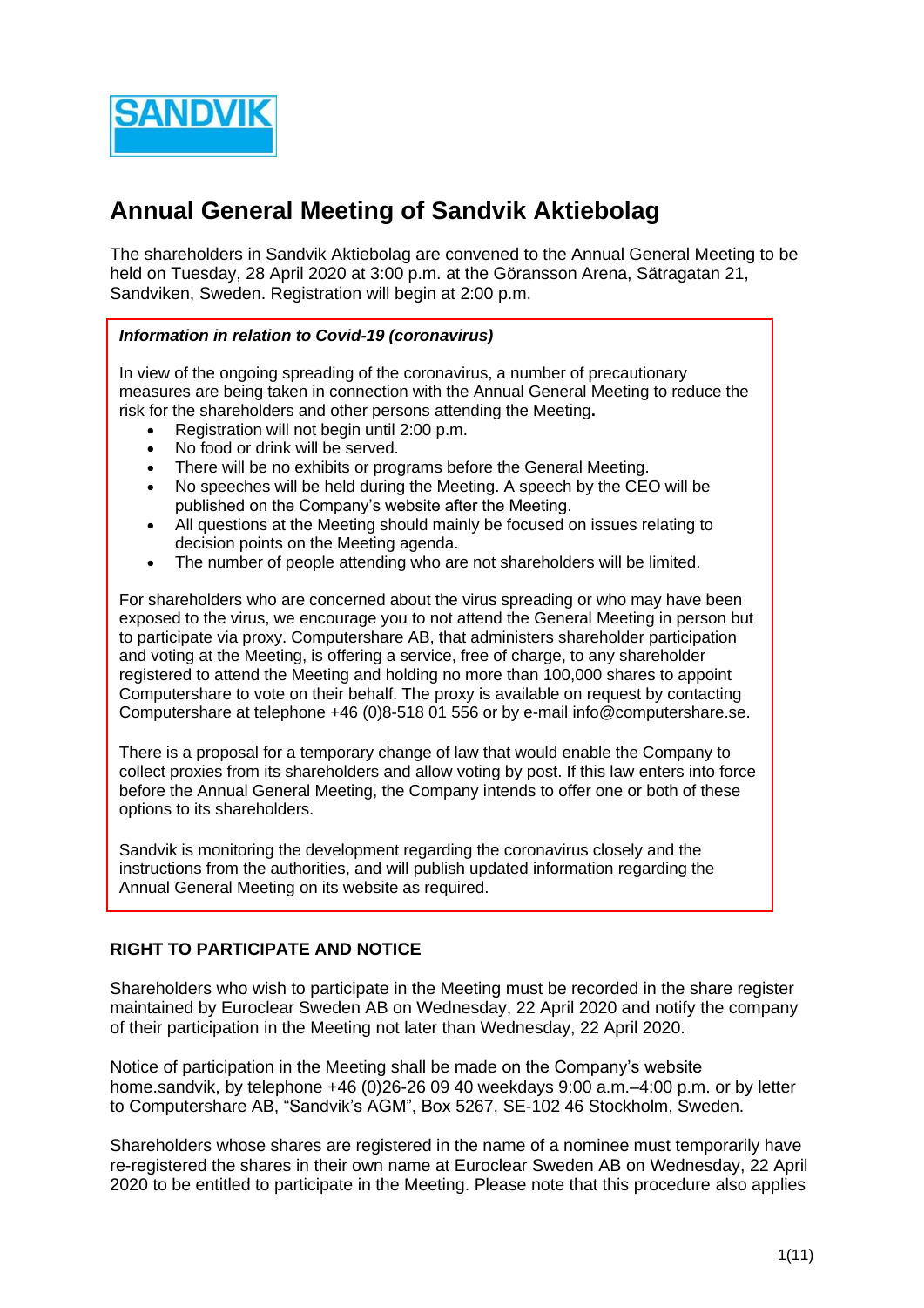# Annual General Meeting of Sandvik Aktiebolag

The shareholders in Sandvik Aktiebolag are convened to the Annual General Meeting to be held on Tuesday, 28 April 2020 at 3:00 p.m. at the Göransson Arena, Sätragatan 21, Sandviken, Sweden. Registration will begin at 2:00 p.m.

***Information in relation to Covid-19 (coronavirus)***

In view of the ongoing spreading of the coronavirus, a number of precautionary measures are being taken in connection with the Annual General Meeting to reduce the risk for the shareholders and other persons attending the Meeting**.**

- Registration will not begin until 2:00 p.m.
- No food or drink will be served.
- There will be no exhibits or programs before the General Meeting.
- No speeches will be held during the Meeting. A speech by the CEO will be published on the Company's website after the Meeting.
- All questions at the Meeting should mainly be focused on issues relating to decision points on the Meeting agenda.
- The number of people attending who are not shareholders will be limited.

For shareholders who are concerned about the virus spreading or who may have been exposed to the virus, we encourage you to not attend the General Meeting in person but to participate via proxy. Computershare AB, that administers shareholder participation and voting at the Meeting, is offering a service, free of charge, to any shareholder registered to attend the Meeting and holding no more than 100,000 shares to appoint Computershare to vote on their behalf. The proxy is available on request by contacting Computershare at telephone +46 (0)8-518 01 556 or by e-mail info@computershare.se.

There is a proposal for a temporary change of law that would enable the Company to collect proxies from its shareholders and allow voting by post. If this law enters into force before the Annual General Meeting, the Company intends to offer one or both of these options to its shareholders.

Sandvik is monitoring the development regarding the coronavirus closely and the instructions from the authorities, and will publish updated information regarding the Annual General Meeting on its website as required.

## RIGHT TO PARTICIPATE AND NOTICE

Shareholders who wish to participate in the Meeting must be recorded in the share register maintained by Euroclear Sweden AB on Wednesday, 22 April 2020 and notify the company of their participation in the Meeting not later than Wednesday, 22 April 2020.

Notice of participation in the Meeting shall be made on the Company's website home.sandvik, by telephone +46 (0)26-26 09 40 weekdays 9:00 a.m.–4:00 p.m. or by letter to Computershare AB, "Sandvik's AGM", Box 5267, SE-102 46 Stockholm, Sweden.

Shareholders whose shares are registered in the name of a nominee must temporarily have re-registered the shares in their own name at Euroclear Sweden AB on Wednesday, 22 April 2020 to be entitled to participate in the Meeting. Please note that this procedure also applies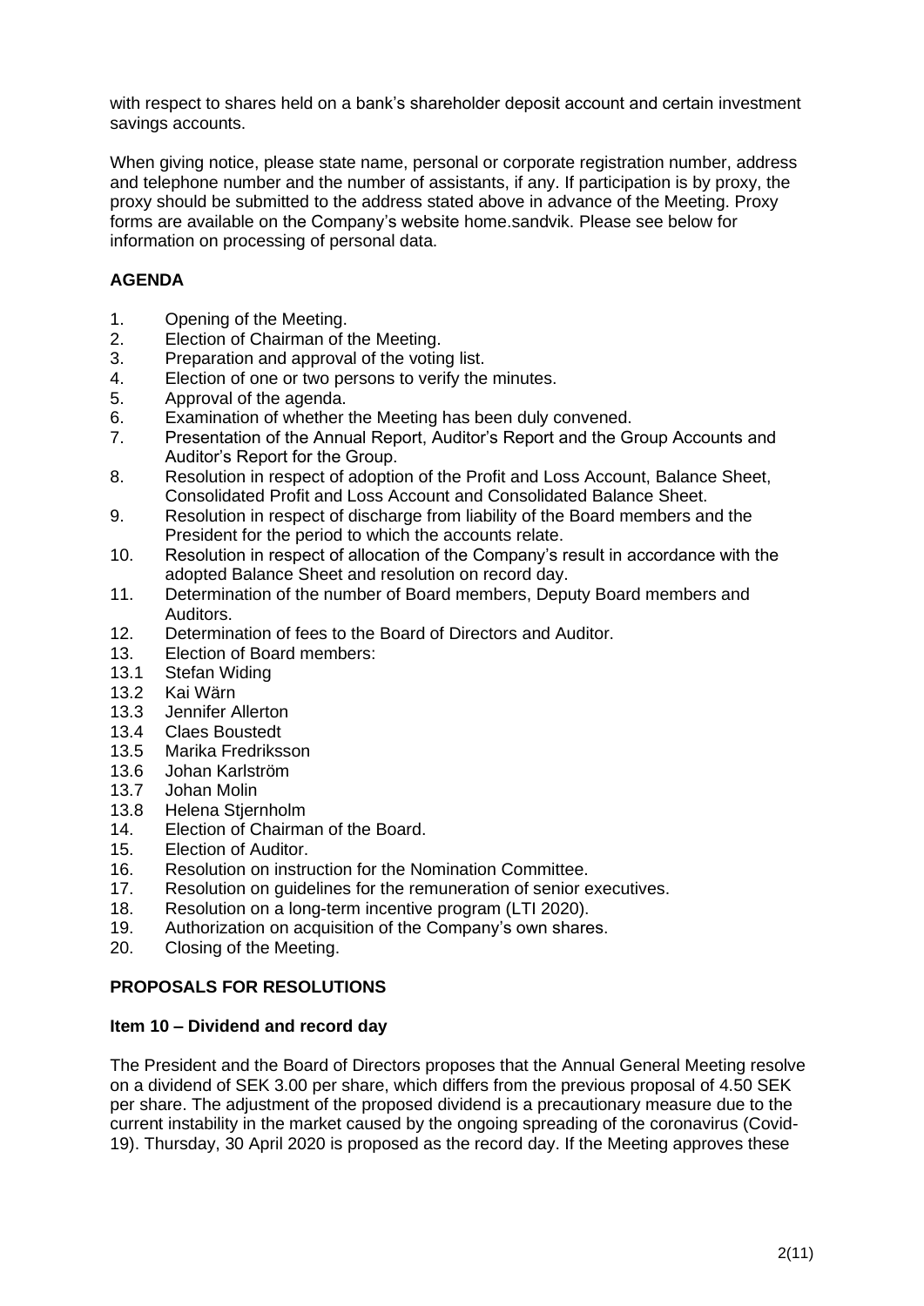with respect to shares held on a bank's shareholder deposit account and certain investment savings accounts.

When giving notice, please state name, personal or corporate registration number, address and telephone number and the number of assistants, if any. If participation is by proxy, the proxy should be submitted to the address stated above in advance of the Meeting. Proxy forms are available on the Company's website home.sandvik. Please see below for information on processing of personal data.

## AGENDA

1. Opening of the Meeting.
2. Election of Chairman of the Meeting.
3. Preparation and approval of the voting list.
4. Election of one or two persons to verify the minutes.
5. Approval of the agenda.
6. Examination of whether the Meeting has been duly convened.
7. Presentation of the Annual Report, Auditor's Report and the Group Accounts and Auditor's Report for the Group.
8. Resolution in respect of adoption of the Profit and Loss Account, Balance Sheet, Consolidated Profit and Loss Account and Consolidated Balance Sheet.
9. Resolution in respect of discharge from liability of the Board members and the President for the period to which the accounts relate.
10. Resolution in respect of allocation of the Company's result in accordance with the adopted Balance Sheet and resolution on record day.
11. Determination of the number of Board members, Deputy Board members and Auditors.
12. Determination of fees to the Board of Directors and Auditor.
13. Election of Board members:

13.1 Stefan Widing
13.2 Kai Wärn
13.3 Jennifer Allerton
13.4 Claes Boustedt
13.5 Marika Fredriksson
13.6 Johan Karlström
13.7 Johan Molin
13.8 Helena Stjernholm

14. Election of Chairman of the Board.
15. Election of Auditor.
16. Resolution on instruction for the Nomination Committee.
17. Resolution on guidelines for the remuneration of senior executives.
18. Resolution on a long-term incentive program (LTI 2020).
19. Authorization on acquisition of the Company's own shares.
20. Closing of the Meeting.

## PROPOSALS FOR RESOLUTIONS

### Item 10 – Dividend and record day

The President and the Board of Directors proposes that the Annual General Meeting resolve on a dividend of SEK 3.00 per share, which differs from the previous proposal of 4.50 SEK per share. The adjustment of the proposed dividend is a precautionary measure due to the current instability in the market caused by the ongoing spreading of the coronavirus (Covid-19). Thursday, 30 April 2020 is proposed as the record day. If the Meeting approves these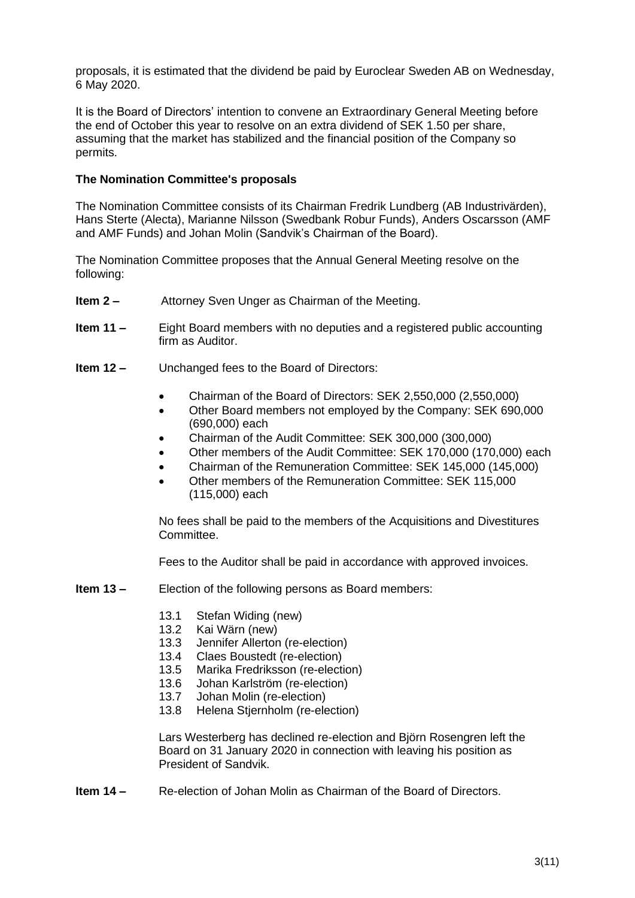proposals, it is estimated that the dividend be paid by Euroclear Sweden AB on Wednesday, 6 May 2020.

It is the Board of Directors' intention to convene an Extraordinary General Meeting before the end of October this year to resolve on an extra dividend of SEK 1.50 per share, assuming that the market has stabilized and the financial position of the Company so permits.

**The Nomination Committee's proposals**

The Nomination Committee consists of its Chairman Fredrik Lundberg (AB Industrivärden), Hans Sterte (Alecta), Marianne Nilsson (Swedbank Robur Funds), Anders Oscarsson (AMF and AMF Funds) and Johan Molin (Sandvik's Chairman of the Board).

The Nomination Committee proposes that the Annual General Meeting resolve on the following:

**Item 2 –** Attorney Sven Unger as Chairman of the Meeting.

**Item 11 –** Eight Board members with no deputies and a registered public accounting firm as Auditor.

**Item 12 –** Unchanged fees to the Board of Directors:

- Chairman of the Board of Directors: SEK 2,550,000 (2,550,000)
- Other Board members not employed by the Company: SEK 690,000 (690,000) each
- Chairman of the Audit Committee: SEK 300,000 (300,000)
- Other members of the Audit Committee: SEK 170,000 (170,000) each
- Chairman of the Remuneration Committee: SEK 145,000 (145,000)
- Other members of the Remuneration Committee: SEK 115,000 (115,000) each

No fees shall be paid to the members of the Acquisitions and Divestitures Committee.

Fees to the Auditor shall be paid in accordance with approved invoices.

**Item 13 –** Election of the following persons as Board members:

13.1 Stefan Widing (new)
13.2 Kai Wärn (new)
13.3 Jennifer Allerton (re-election)
13.4 Claes Boustedt (re-election)
13.5 Marika Fredriksson (re-election)
13.6 Johan Karlström (re-election)
13.7 Johan Molin (re-election)
13.8 Helena Stjernholm (re-election)

Lars Westerberg has declined re-election and Björn Rosengren left the Board on 31 January 2020 in connection with leaving his position as President of Sandvik.

**Item 14 –** Re-election of Johan Molin as Chairman of the Board of Directors.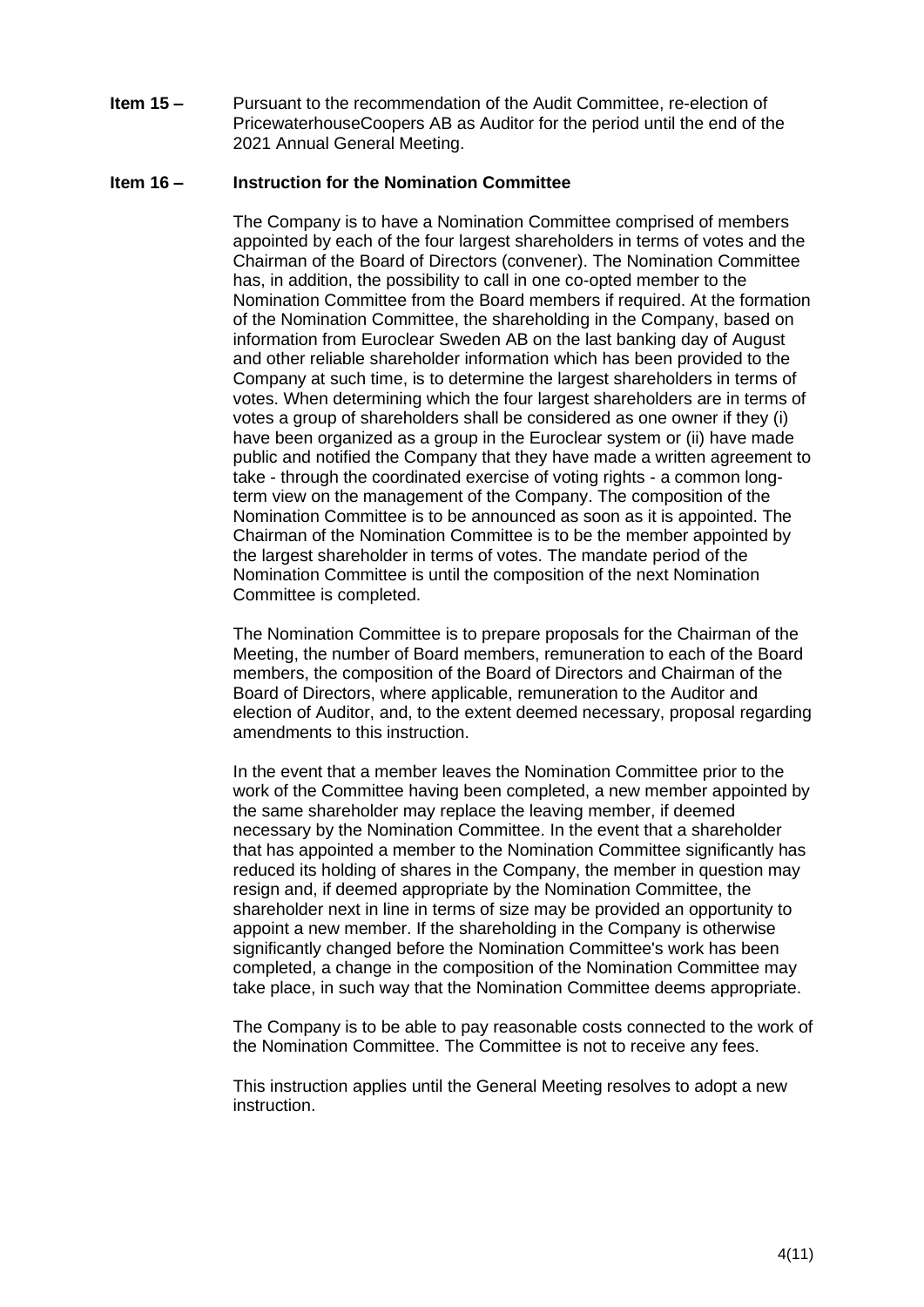**Item 15 –** Pursuant to the recommendation of the Audit Committee, re-election of PricewaterhouseCoopers AB as Auditor for the period until the end of the 2021 Annual General Meeting.

**Item 16 – Instruction for the Nomination Committee**

The Company is to have a Nomination Committee comprised of members appointed by each of the four largest shareholders in terms of votes and the Chairman of the Board of Directors (convener). The Nomination Committee has, in addition, the possibility to call in one co-opted member to the Nomination Committee from the Board members if required. At the formation of the Nomination Committee, the shareholding in the Company, based on information from Euroclear Sweden AB on the last banking day of August and other reliable shareholder information which has been provided to the Company at such time, is to determine the largest shareholders in terms of votes. When determining which the four largest shareholders are in terms of votes a group of shareholders shall be considered as one owner if they (i) have been organized as a group in the Euroclear system or (ii) have made public and notified the Company that they have made a written agreement to take - through the coordinated exercise of voting rights - a common long-term view on the management of the Company. The composition of the Nomination Committee is to be announced as soon as it is appointed. The Chairman of the Nomination Committee is to be the member appointed by the largest shareholder in terms of votes. The mandate period of the Nomination Committee is until the composition of the next Nomination Committee is completed.

The Nomination Committee is to prepare proposals for the Chairman of the Meeting, the number of Board members, remuneration to each of the Board members, the composition of the Board of Directors and Chairman of the Board of Directors, where applicable, remuneration to the Auditor and election of Auditor, and, to the extent deemed necessary, proposal regarding amendments to this instruction.

In the event that a member leaves the Nomination Committee prior to the work of the Committee having been completed, a new member appointed by the same shareholder may replace the leaving member, if deemed necessary by the Nomination Committee. In the event that a shareholder that has appointed a member to the Nomination Committee significantly has reduced its holding of shares in the Company, the member in question may resign and, if deemed appropriate by the Nomination Committee, the shareholder next in line in terms of size may be provided an opportunity to appoint a new member. If the shareholding in the Company is otherwise significantly changed before the Nomination Committee's work has been completed, a change in the composition of the Nomination Committee may take place, in such way that the Nomination Committee deems appropriate.

The Company is to be able to pay reasonable costs connected to the work of the Nomination Committee. The Committee is not to receive any fees.

This instruction applies until the General Meeting resolves to adopt a new instruction.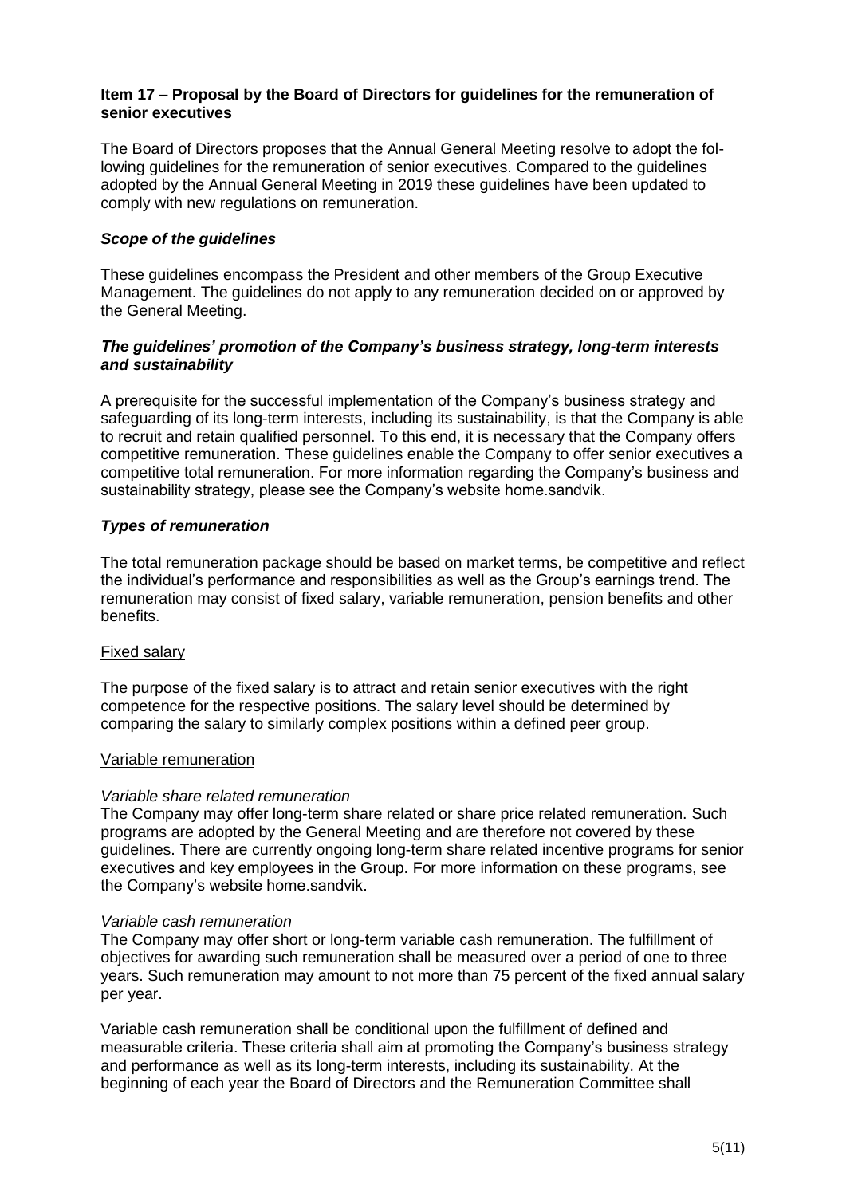**Item 17 – Proposal by the Board of Directors for guidelines for the remuneration of senior executives**

The Board of Directors proposes that the Annual General Meeting resolve to adopt the following guidelines for the remuneration of senior executives. Compared to the guidelines adopted by the Annual General Meeting in 2019 these guidelines have been updated to comply with new regulations on remuneration.

***Scope of the guidelines***

These guidelines encompass the President and other members of the Group Executive Management. The guidelines do not apply to any remuneration decided on or approved by the General Meeting.

***The guidelines' promotion of the Company's business strategy, long-term interests and sustainability***

A prerequisite for the successful implementation of the Company's business strategy and safeguarding of its long-term interests, including its sustainability, is that the Company is able to recruit and retain qualified personnel. To this end, it is necessary that the Company offers competitive remuneration. These guidelines enable the Company to offer senior executives a competitive total remuneration. For more information regarding the Company's business and sustainability strategy, please see the Company's website home.sandvik.

***Types of remuneration***

The total remuneration package should be based on market terms, be competitive and reflect the individual's performance and responsibilities as well as the Group's earnings trend. The remuneration may consist of fixed salary, variable remuneration, pension benefits and other benefits.

<u>Fixed salary</u>

The purpose of the fixed salary is to attract and retain senior executives with the right competence for the respective positions. The salary level should be determined by comparing the salary to similarly complex positions within a defined peer group.

<u>Variable remuneration</u>

*Variable share related remuneration*
The Company may offer long-term share related or share price related remuneration. Such programs are adopted by the General Meeting and are therefore not covered by these guidelines. There are currently ongoing long-term share related incentive programs for senior executives and key employees in the Group. For more information on these programs, see the Company's website home.sandvik.

*Variable cash remuneration*
The Company may offer short or long-term variable cash remuneration. The fulfillment of objectives for awarding such remuneration shall be measured over a period of one to three years. Such remuneration may amount to not more than 75 percent of the fixed annual salary per year.

Variable cash remuneration shall be conditional upon the fulfillment of defined and measurable criteria. These criteria shall aim at promoting the Company's business strategy and performance as well as its long-term interests, including its sustainability. At the beginning of each year the Board of Directors and the Remuneration Committee shall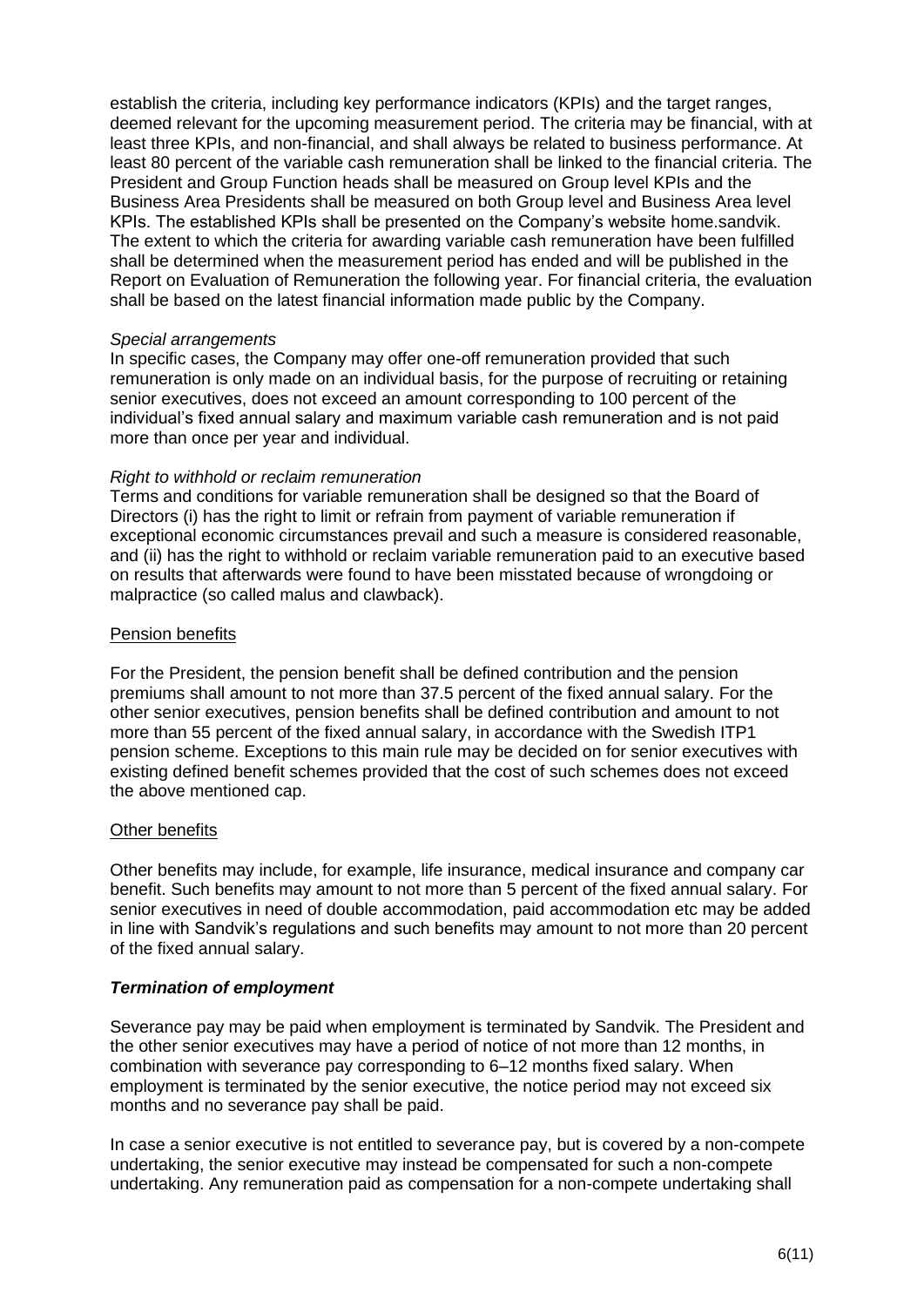establish the criteria, including key performance indicators (KPIs) and the target ranges, deemed relevant for the upcoming measurement period. The criteria may be financial, with at least three KPIs, and non-financial, and shall always be related to business performance. At least 80 percent of the variable cash remuneration shall be linked to the financial criteria. The President and Group Function heads shall be measured on Group level KPIs and the Business Area Presidents shall be measured on both Group level and Business Area level KPIs. The established KPIs shall be presented on the Company's website home.sandvik. The extent to which the criteria for awarding variable cash remuneration have been fulfilled shall be determined when the measurement period has ended and will be published in the Report on Evaluation of Remuneration the following year. For financial criteria, the evaluation shall be based on the latest financial information made public by the Company.

*Special arrangements*

In specific cases, the Company may offer one-off remuneration provided that such remuneration is only made on an individual basis, for the purpose of recruiting or retaining senior executives, does not exceed an amount corresponding to 100 percent of the individual's fixed annual salary and maximum variable cash remuneration and is not paid more than once per year and individual.

*Right to withhold or reclaim remuneration*

Terms and conditions for variable remuneration shall be designed so that the Board of Directors (i) has the right to limit or refrain from payment of variable remuneration if exceptional economic circumstances prevail and such a measure is considered reasonable, and (ii) has the right to withhold or reclaim variable remuneration paid to an executive based on results that afterwards were found to have been misstated because of wrongdoing or malpractice (so called malus and clawback).

<u>Pension benefits</u>

For the President, the pension benefit shall be defined contribution and the pension premiums shall amount to not more than 37.5 percent of the fixed annual salary. For the other senior executives, pension benefits shall be defined contribution and amount to not more than 55 percent of the fixed annual salary, in accordance with the Swedish ITP1 pension scheme. Exceptions to this main rule may be decided on for senior executives with existing defined benefit schemes provided that the cost of such schemes does not exceed the above mentioned cap.

<u>Other benefits</u>

Other benefits may include, for example, life insurance, medical insurance and company car benefit. Such benefits may amount to not more than 5 percent of the fixed annual salary. For senior executives in need of double accommodation, paid accommodation etc may be added in line with Sandvik's regulations and such benefits may amount to not more than 20 percent of the fixed annual salary.

***Termination of employment***

Severance pay may be paid when employment is terminated by Sandvik. The President and the other senior executives may have a period of notice of not more than 12 months, in combination with severance pay corresponding to 6–12 months fixed salary. When employment is terminated by the senior executive, the notice period may not exceed six months and no severance pay shall be paid.

In case a senior executive is not entitled to severance pay, but is covered by a non-compete undertaking, the senior executive may instead be compensated for such a non-compete undertaking. Any remuneration paid as compensation for a non-compete undertaking shall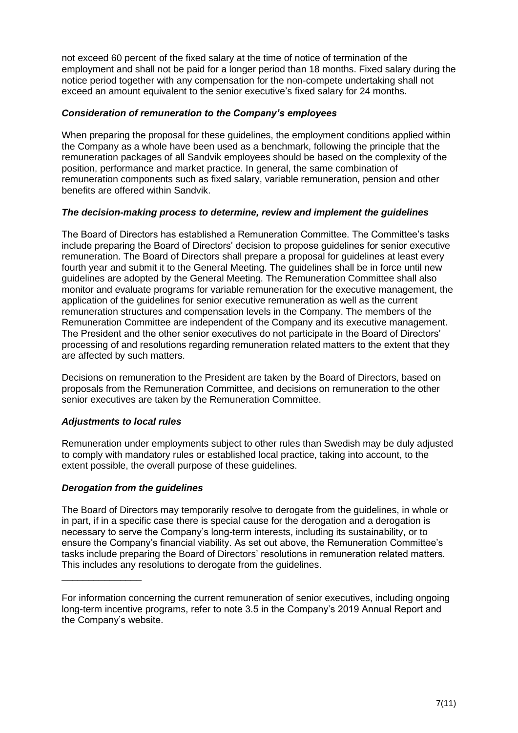not exceed 60 percent of the fixed salary at the time of notice of termination of the employment and shall not be paid for a longer period than 18 months. Fixed salary during the notice period together with any compensation for the non-compete undertaking shall not exceed an amount equivalent to the senior executive's fixed salary for 24 months.

***Consideration of remuneration to the Company's employees***

When preparing the proposal for these guidelines, the employment conditions applied within the Company as a whole have been used as a benchmark, following the principle that the remuneration packages of all Sandvik employees should be based on the complexity of the position, performance and market practice. In general, the same combination of remuneration components such as fixed salary, variable remuneration, pension and other benefits are offered within Sandvik.

***The decision-making process to determine, review and implement the guidelines***

The Board of Directors has established a Remuneration Committee. The Committee's tasks include preparing the Board of Directors' decision to propose guidelines for senior executive remuneration. The Board of Directors shall prepare a proposal for guidelines at least every fourth year and submit it to the General Meeting. The guidelines shall be in force until new guidelines are adopted by the General Meeting. The Remuneration Committee shall also monitor and evaluate programs for variable remuneration for the executive management, the application of the guidelines for senior executive remuneration as well as the current remuneration structures and compensation levels in the Company. The members of the Remuneration Committee are independent of the Company and its executive management. The President and the other senior executives do not participate in the Board of Directors' processing of and resolutions regarding remuneration related matters to the extent that they are affected by such matters.

Decisions on remuneration to the President are taken by the Board of Directors, based on proposals from the Remuneration Committee, and decisions on remuneration to the other senior executives are taken by the Remuneration Committee.

***Adjustments to local rules***

Remuneration under employments subject to other rules than Swedish may be duly adjusted to comply with mandatory rules or established local practice, taking into account, to the extent possible, the overall purpose of these guidelines.

***Derogation from the guidelines***

The Board of Directors may temporarily resolve to derogate from the guidelines, in whole or in part, if in a specific case there is special cause for the derogation and a derogation is necessary to serve the Company's long-term interests, including its sustainability, or to ensure the Company's financial viability. As set out above, the Remuneration Committee's tasks include preparing the Board of Directors' resolutions in remuneration related matters. This includes any resolutions to derogate from the guidelines.

---

For information concerning the current remuneration of senior executives, including ongoing long-term incentive programs, refer to note 3.5 in the Company's 2019 Annual Report and the Company's website.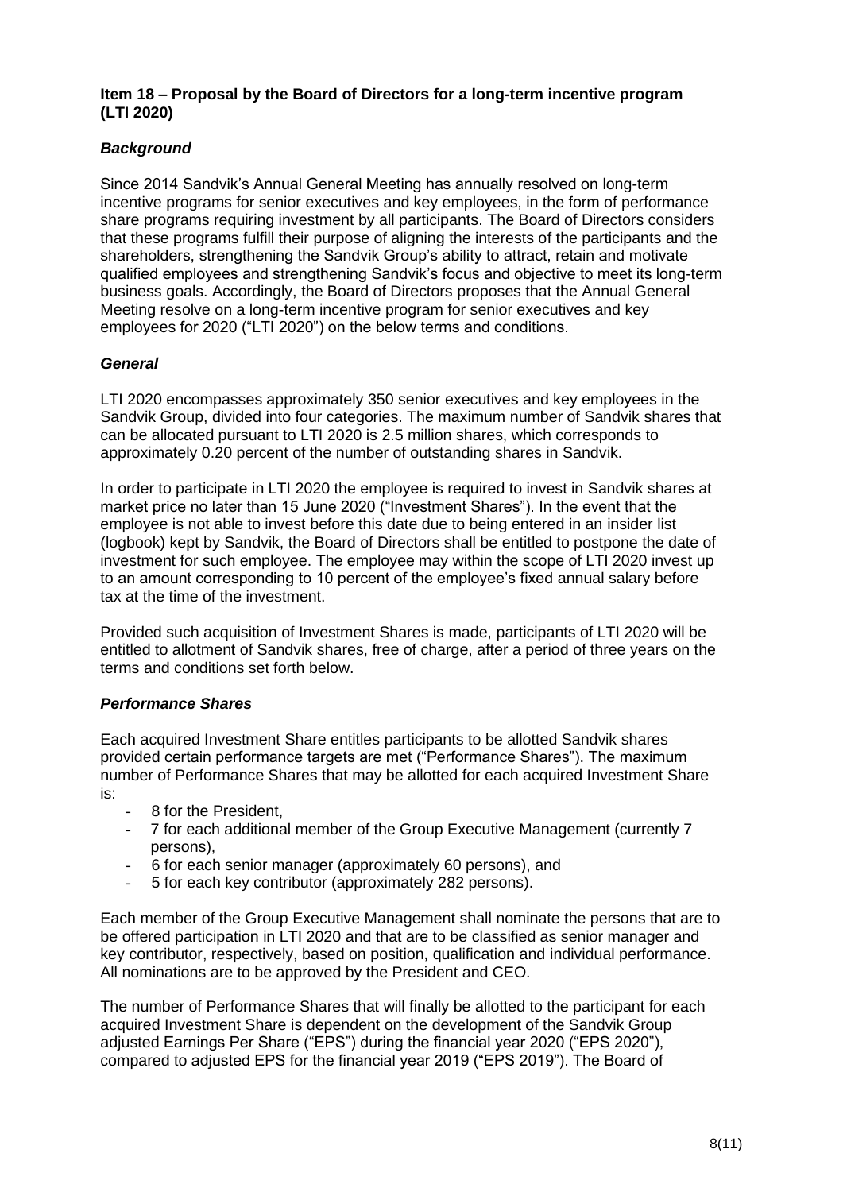**Item 18 – Proposal by the Board of Directors for a long-term incentive program (LTI 2020)**

***Background***

Since 2014 Sandvik's Annual General Meeting has annually resolved on long-term incentive programs for senior executives and key employees, in the form of performance share programs requiring investment by all participants. The Board of Directors considers that these programs fulfill their purpose of aligning the interests of the participants and the shareholders, strengthening the Sandvik Group's ability to attract, retain and motivate qualified employees and strengthening Sandvik's focus and objective to meet its long-term business goals. Accordingly, the Board of Directors proposes that the Annual General Meeting resolve on a long-term incentive program for senior executives and key employees for 2020 ("LTI 2020") on the below terms and conditions.

***General***

LTI 2020 encompasses approximately 350 senior executives and key employees in the Sandvik Group, divided into four categories. The maximum number of Sandvik shares that can be allocated pursuant to LTI 2020 is 2.5 million shares, which corresponds to approximately 0.20 percent of the number of outstanding shares in Sandvik.

In order to participate in LTI 2020 the employee is required to invest in Sandvik shares at market price no later than 15 June 2020 ("Investment Shares"). In the event that the employee is not able to invest before this date due to being entered in an insider list (logbook) kept by Sandvik, the Board of Directors shall be entitled to postpone the date of investment for such employee. The employee may within the scope of LTI 2020 invest up to an amount corresponding to 10 percent of the employee's fixed annual salary before tax at the time of the investment.

Provided such acquisition of Investment Shares is made, participants of LTI 2020 will be entitled to allotment of Sandvik shares, free of charge, after a period of three years on the terms and conditions set forth below.

***Performance Shares***

Each acquired Investment Share entitles participants to be allotted Sandvik shares provided certain performance targets are met ("Performance Shares"). The maximum number of Performance Shares that may be allotted for each acquired Investment Share is:

- 8 for the President,
- 7 for each additional member of the Group Executive Management (currently 7 persons),
- 6 for each senior manager (approximately 60 persons), and
- 5 for each key contributor (approximately 282 persons).

Each member of the Group Executive Management shall nominate the persons that are to be offered participation in LTI 2020 and that are to be classified as senior manager and key contributor, respectively, based on position, qualification and individual performance. All nominations are to be approved by the President and CEO.

The number of Performance Shares that will finally be allotted to the participant for each acquired Investment Share is dependent on the development of the Sandvik Group adjusted Earnings Per Share ("EPS") during the financial year 2020 ("EPS 2020"), compared to adjusted EPS for the financial year 2019 ("EPS 2019"). The Board of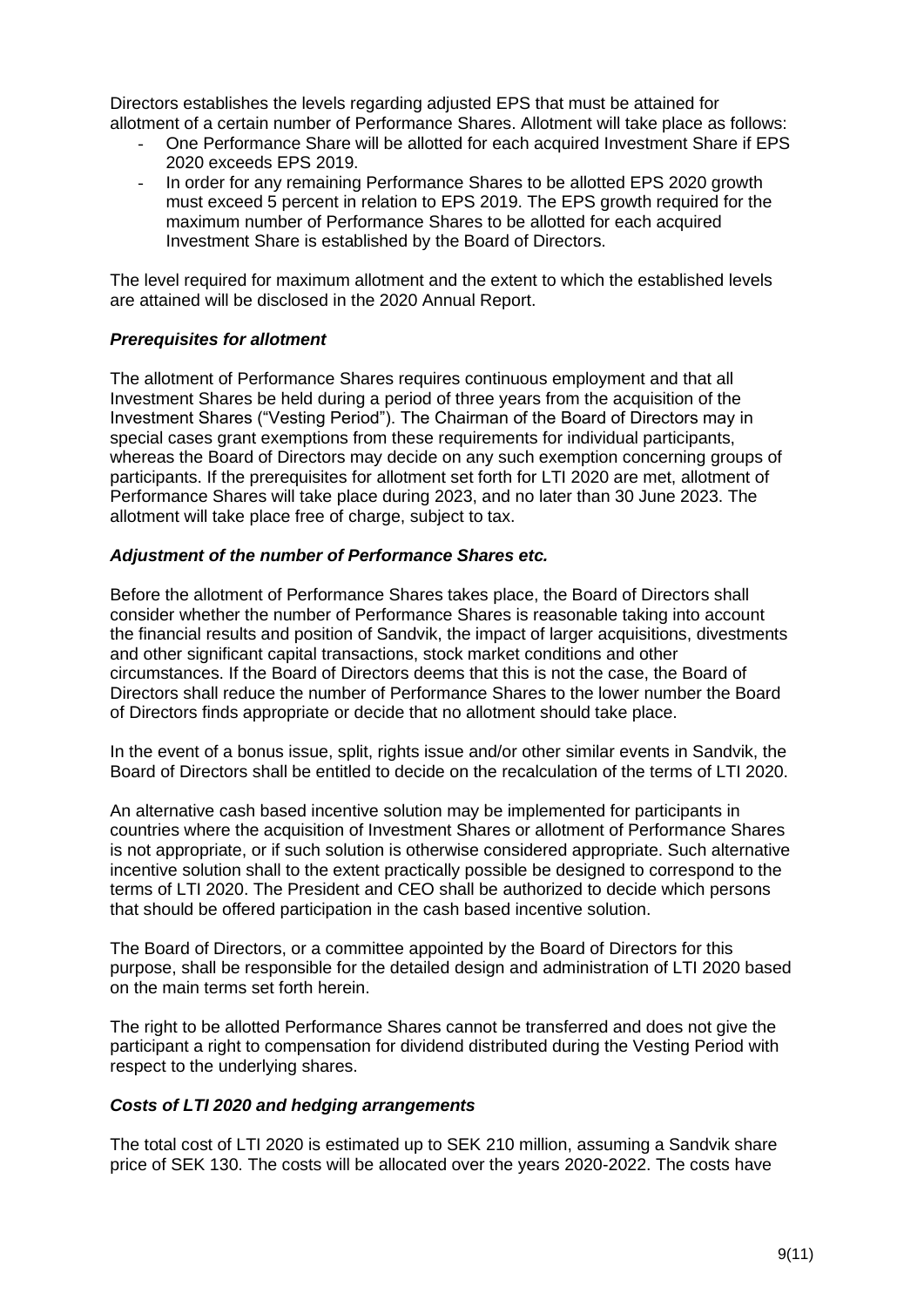Directors establishes the levels regarding adjusted EPS that must be attained for allotment of a certain number of Performance Shares. Allotment will take place as follows:

- One Performance Share will be allotted for each acquired Investment Share if EPS 2020 exceeds EPS 2019.
- In order for any remaining Performance Shares to be allotted EPS 2020 growth must exceed 5 percent in relation to EPS 2019. The EPS growth required for the maximum number of Performance Shares to be allotted for each acquired Investment Share is established by the Board of Directors.

The level required for maximum allotment and the extent to which the established levels are attained will be disclosed in the 2020 Annual Report.

### *Prerequisites for allotment*

The allotment of Performance Shares requires continuous employment and that all Investment Shares be held during a period of three years from the acquisition of the Investment Shares ("Vesting Period"). The Chairman of the Board of Directors may in special cases grant exemptions from these requirements for individual participants, whereas the Board of Directors may decide on any such exemption concerning groups of participants. If the prerequisites for allotment set forth for LTI 2020 are met, allotment of Performance Shares will take place during 2023, and no later than 30 June 2023. The allotment will take place free of charge, subject to tax.

### *Adjustment of the number of Performance Shares etc.*

Before the allotment of Performance Shares takes place, the Board of Directors shall consider whether the number of Performance Shares is reasonable taking into account the financial results and position of Sandvik, the impact of larger acquisitions, divestments and other significant capital transactions, stock market conditions and other circumstances. If the Board of Directors deems that this is not the case, the Board of Directors shall reduce the number of Performance Shares to the lower number the Board of Directors finds appropriate or decide that no allotment should take place.

In the event of a bonus issue, split, rights issue and/or other similar events in Sandvik, the Board of Directors shall be entitled to decide on the recalculation of the terms of LTI 2020.

An alternative cash based incentive solution may be implemented for participants in countries where the acquisition of Investment Shares or allotment of Performance Shares is not appropriate, or if such solution is otherwise considered appropriate. Such alternative incentive solution shall to the extent practically possible be designed to correspond to the terms of LTI 2020. The President and CEO shall be authorized to decide which persons that should be offered participation in the cash based incentive solution.

The Board of Directors, or a committee appointed by the Board of Directors for this purpose, shall be responsible for the detailed design and administration of LTI 2020 based on the main terms set forth herein.

The right to be allotted Performance Shares cannot be transferred and does not give the participant a right to compensation for dividend distributed during the Vesting Period with respect to the underlying shares.

### *Costs of LTI 2020 and hedging arrangements*

The total cost of LTI 2020 is estimated up to SEK 210 million, assuming a Sandvik share price of SEK 130. The costs will be allocated over the years 2020-2022. The costs have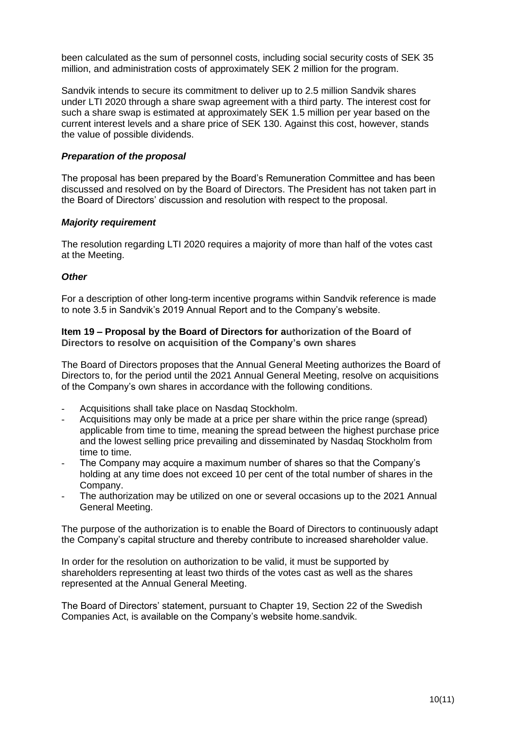been calculated as the sum of personnel costs, including social security costs of SEK 35 million, and administration costs of approximately SEK 2 million for the program.

Sandvik intends to secure its commitment to deliver up to 2.5 million Sandvik shares under LTI 2020 through a share swap agreement with a third party. The interest cost for such a share swap is estimated at approximately SEK 1.5 million per year based on the current interest levels and a share price of SEK 130. Against this cost, however, stands the value of possible dividends.

***Preparation of the proposal***

The proposal has been prepared by the Board's Remuneration Committee and has been discussed and resolved on by the Board of Directors. The President has not taken part in the Board of Directors' discussion and resolution with respect to the proposal.

***Majority requirement***

The resolution regarding LTI 2020 requires a majority of more than half of the votes cast at the Meeting.

***Other***

For a description of other long-term incentive programs within Sandvik reference is made to note 3.5 in Sandvik's 2019 Annual Report and to the Company's website.

**Item 19 – Proposal by the Board of Directors for authorization of the Board of Directors to resolve on acquisition of the Company's own shares**

The Board of Directors proposes that the Annual General Meeting authorizes the Board of Directors to, for the period until the 2021 Annual General Meeting, resolve on acquisitions of the Company's own shares in accordance with the following conditions.

- Acquisitions shall take place on Nasdaq Stockholm.
- Acquisitions may only be made at a price per share within the price range (spread) applicable from time to time, meaning the spread between the highest purchase price and the lowest selling price prevailing and disseminated by Nasdaq Stockholm from time to time.
- The Company may acquire a maximum number of shares so that the Company's holding at any time does not exceed 10 per cent of the total number of shares in the Company.
- The authorization may be utilized on one or several occasions up to the 2021 Annual General Meeting.

The purpose of the authorization is to enable the Board of Directors to continuously adapt the Company's capital structure and thereby contribute to increased shareholder value.

In order for the resolution on authorization to be valid, it must be supported by shareholders representing at least two thirds of the votes cast as well as the shares represented at the Annual General Meeting.

The Board of Directors' statement, pursuant to Chapter 19, Section 22 of the Swedish Companies Act, is available on the Company's website home.sandvik.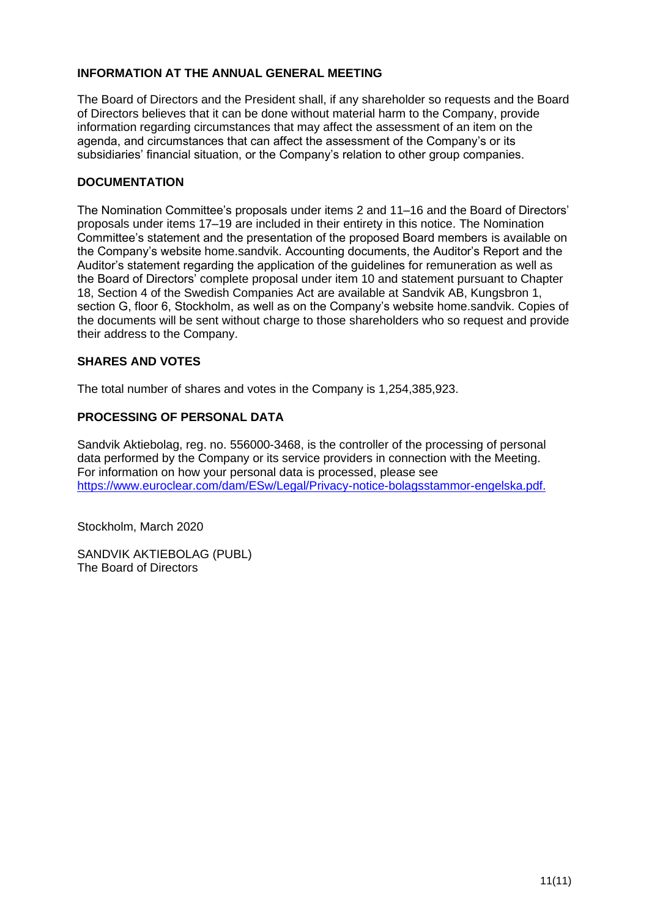## INFORMATION AT THE ANNUAL GENERAL MEETING

The Board of Directors and the President shall, if any shareholder so requests and the Board of Directors believes that it can be done without material harm to the Company, provide information regarding circumstances that may affect the assessment of an item on the agenda, and circumstances that can affect the assessment of the Company's or its subsidiaries' financial situation, or the Company's relation to other group companies.

## DOCUMENTATION

The Nomination Committee's proposals under items 2 and 11–16 and the Board of Directors' proposals under items 17–19 are included in their entirety in this notice. The Nomination Committee's statement and the presentation of the proposed Board members is available on the Company's website home.sandvik. Accounting documents, the Auditor's Report and the Auditor's statement regarding the application of the guidelines for remuneration as well as the Board of Directors' complete proposal under item 10 and statement pursuant to Chapter 18, Section 4 of the Swedish Companies Act are available at Sandvik AB, Kungsbron 1, section G, floor 6, Stockholm, as well as on the Company's website home.sandvik. Copies of the documents will be sent without charge to those shareholders who so request and provide their address to the Company.

## SHARES AND VOTES

The total number of shares and votes in the Company is 1,254,385,923.

## PROCESSING OF PERSONAL DATA

Sandvik Aktiebolag, reg. no. 556000-3468, is the controller of the processing of personal data performed by the Company or its service providers in connection with the Meeting. For information on how your personal data is processed, please see https://www.euroclear.com/dam/ESw/Legal/Privacy-notice-bolagsstammor-engelska.pdf.

Stockholm, March 2020

SANDVIK AKTIEBOLAG (PUBL)
The Board of Directors